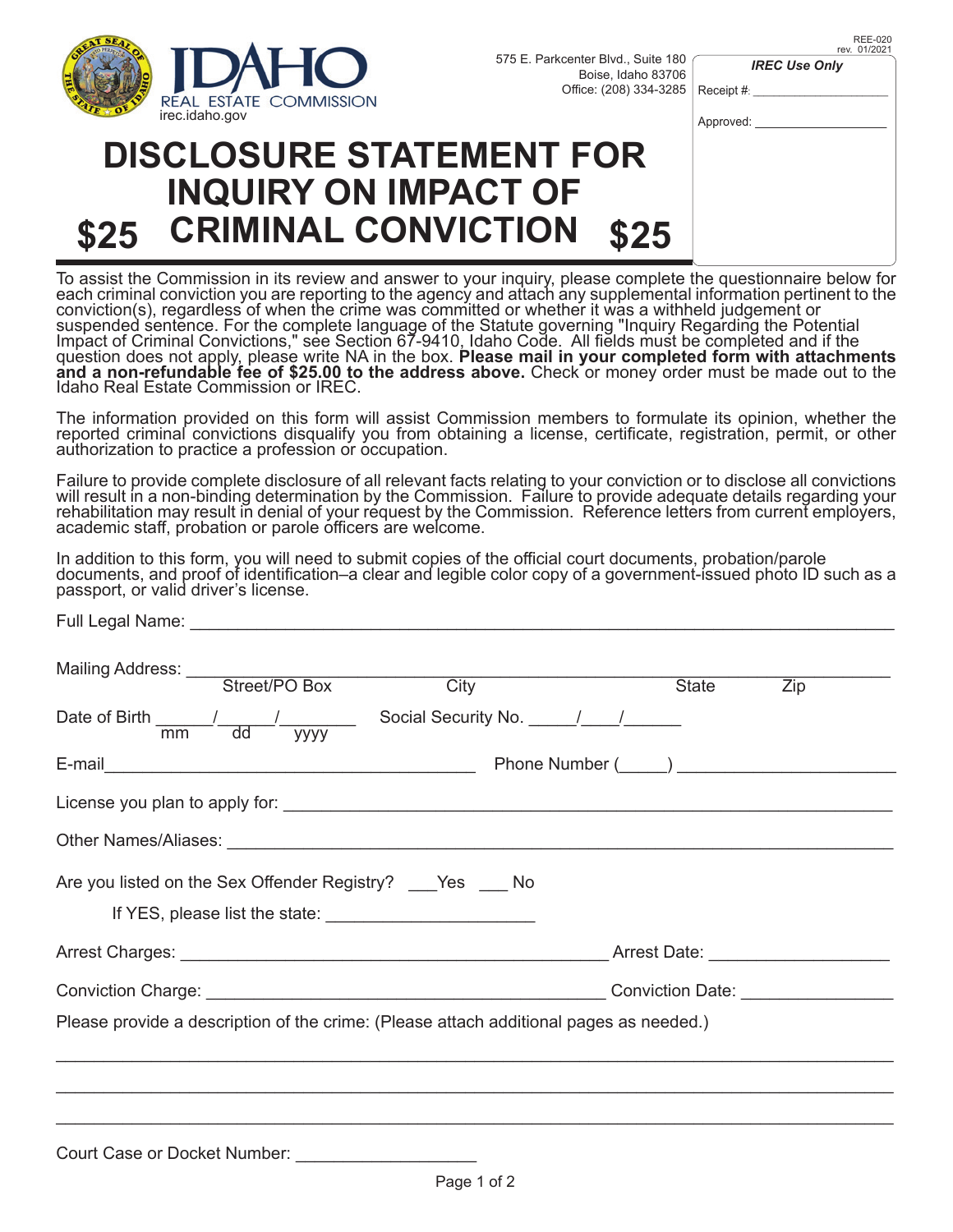IDAHO REAL ESTATE COMMISSION
irec.idaho.gov

575 E. Parkcenter Blvd., Suite 180
Boise, Idaho 83706
Office: (208) 334-3285

REE-020
rev. 01/2021

**IREC Use Only**

Receipt #: ____________________

Approved: ____________________

# DISCLOSURE STATEMENT FOR INQUIRY ON IMPACT OF CRIMINAL CONVICTION

**$25** **$25**

To assist the Commission in its review and answer to your inquiry, please complete the questionnaire below for each criminal conviction you are reporting to the agency and attach any supplemental information pertinent to the conviction(s), regardless of when the crime was committed or whether it was a withheld judgement or suspended sentence. For the complete language of the Statute governing "Inquiry Regarding the Potential Impact of Criminal Convictions," see Section 67-9410, Idaho Code. All fields must be completed and if the question does not apply, please write NA in the box. **Please mail in your completed form with attachments and a non-refundable fee of $25.00 to the address above.** Check or money order must be made out to the Idaho Real Estate Commission or IREC.

The information provided on this form will assist Commission members to formulate its opinion, whether the reported criminal convictions disqualify you from obtaining a license, certificate, registration, permit, or other authorization to practice a profession or occupation.

Failure to provide complete disclosure of all relevant facts relating to your conviction or to disclose all convictions will result in a non-binding determination by the Commission. Failure to provide adequate details regarding your rehabilitation may result in denial of your request by the Commission. Reference letters from current employers, academic staff, probation or parole officers are welcome.

In addition to this form, you will need to submit copies of the official court documents, probation/parole documents, and proof of identification–a clear and legible color copy of a government-issued photo ID such as a passport, or valid driver's license.

Full Legal Name: ______________________________________________________________

Mailing Address: ______________________________________________________________
Street/PO Box City State Zip

Date of Birth ______/______/________ (mm dd yyyy) Social Security No. _____/____/______

E-mail________________________________________ Phone Number (_____) ______________________

License you plan to apply for: ______________________________________________________

Other Names/Aliases: ______________________________________________________________

Are you listed on the Sex Offender Registry? ___Yes ___ No

If YES, please list the state: ______________________

Arrest Charges: ____________________________________________ Arrest Date: ___________________

Conviction Charge: __________________________________________ Conviction Date: ________________

Please provide a description of the crime: (Please attach additional pages as needed.)

______________________________________________________________________________

______________________________________________________________________________

______________________________________________________________________________

Court Case or Docket Number: ___________________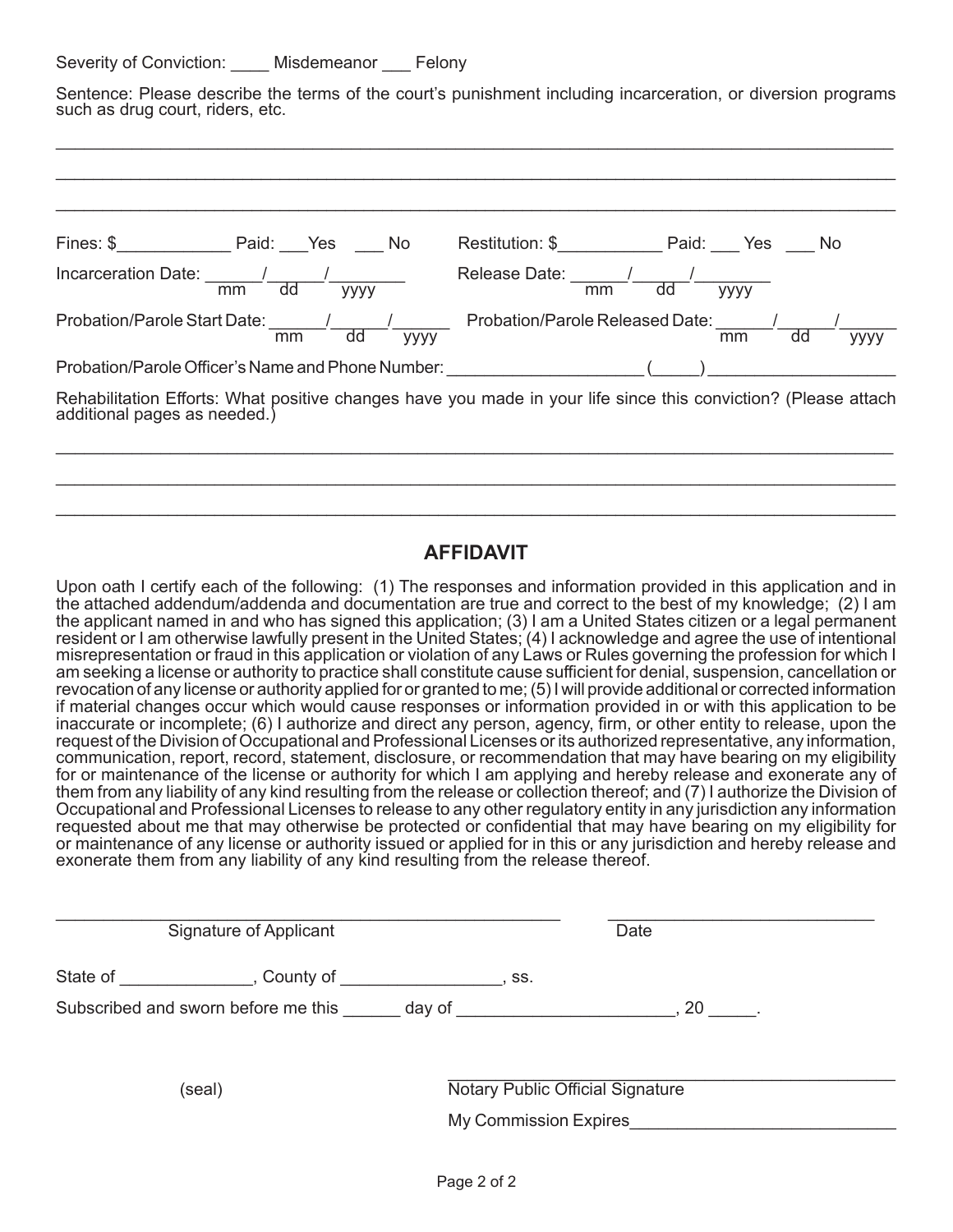Severity of Conviction: ____ Misdemeanor ___ Felony

Sentence: Please describe the terms of the court's punishment including incarceration, or diversion programs such as drug court, riders, etc.

_______________________________________________________________________________

_______________________________________________________________________________

_______________________________________________________________________________

Fines: $____________ Paid: ___Yes ___ No  Restitution: $___________ Paid: ___ Yes ___ No

Incarceration Date: ______/______/________ (mm dd yyyy)  Release Date: ______/______/________ (mm dd yyyy)

Probation/Parole Start Date: ______/______/______ (mm dd yyyy)  Probation/Parole Released Date: ______/______/______ (mm dd yyyy)

Probation/Parole Officer's Name and Phone Number: ____________________ (_____) ____________________

Rehabilitation Efforts: What positive changes have you made in your life since this conviction? (Please attach additional pages as needed.)

_______________________________________________________________________________

_______________________________________________________________________________

_______________________________________________________________________________

## AFFIDAVIT

Upon oath I certify each of the following: (1) The responses and information provided in this application and in the attached addendum/addenda and documentation are true and correct to the best of my knowledge; (2) I am the applicant named in and who has signed this application; (3) I am a United States citizen or a legal permanent resident or I am otherwise lawfully present in the United States; (4) I acknowledge and agree the use of intentional misrepresentation or fraud in this application or violation of any Laws or Rules governing the profession for which I am seeking a license or authority to practice shall constitute cause sufficient for denial, suspension, cancellation or revocation of any license or authority applied for or granted to me; (5) I will provide additional or corrected information if material changes occur which would cause responses or information provided in or with this application to be inaccurate or incomplete; (6) I authorize and direct any person, agency, firm, or other entity to release, upon the request of the Division of Occupational and Professional Licenses or its authorized representative, any information, communication, report, record, statement, disclosure, or recommendation that may have bearing on my eligibility for or maintenance of the license or authority for which I am applying and hereby release and exonerate any of them from any liability of any kind resulting from the release or collection thereof; and (7) I authorize the Division of Occupational and Professional Licenses to release to any other regulatory entity in any jurisdiction any information requested about me that may otherwise be protected or confidential that may have bearing on my eligibility for or maintenance of any license or authority issued or applied for in this or any jurisdiction and hereby release and exonerate them from any liability of any kind resulting from the release thereof.

_______________________________________________  ____________________________
Signature of Applicant  Date

State of _____________, County of ________________, ss.

Subscribed and sworn before me this ______ day of ______________________, 20 _____.

(seal)

_______________________________________________
Notary Public Official Signature

My Commission Expires____________________________